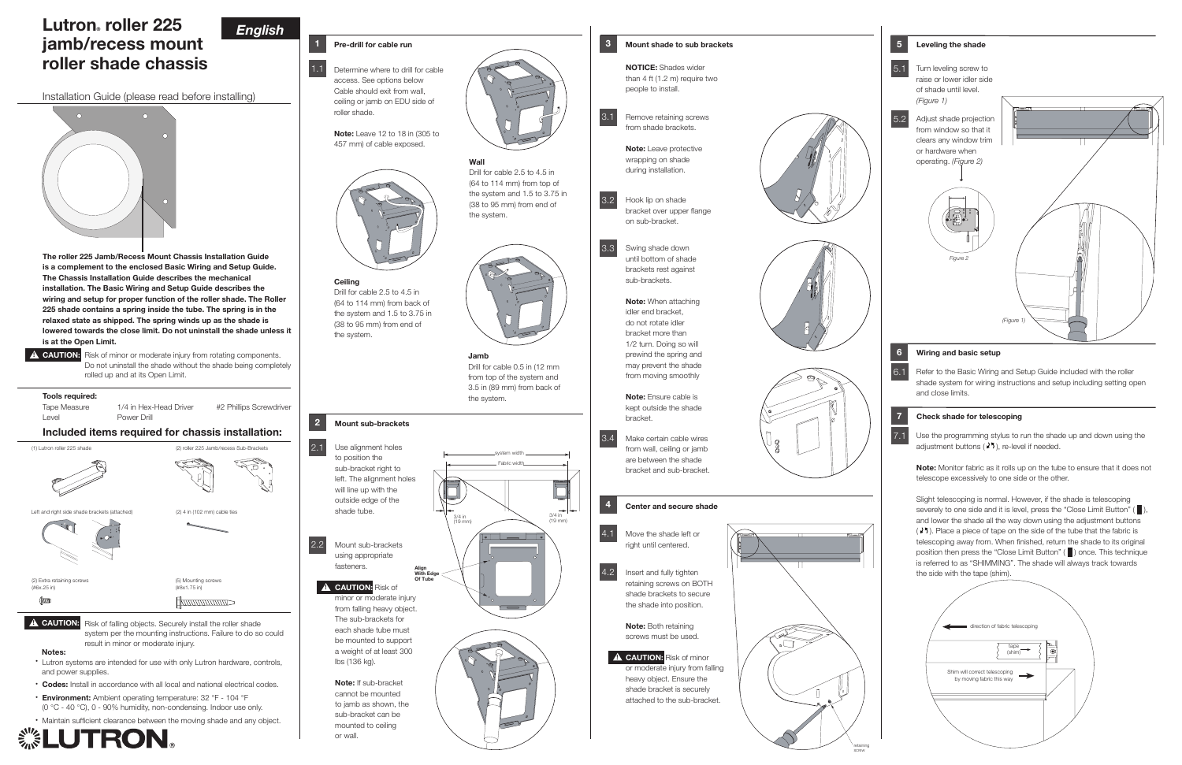# Lutron® roller 225 jamb/recess mount roller shade chassis

**English**

Installation Guide (please read before installing)

**The roller 225 Jamb/Recess Mount Chassis Installation Guide is a complement to the enclosed Basic Wiring and Setup Guide. The Chassis Installation Guide describes the mechanical installation. The Basic Wiring and Setup Guide describes the wiring and setup for proper function of the roller shade. The Roller 225 shade contains a spring inside the tube. The spring is in the relaxed state as shipped. The spring winds up as the shade is lowered towards the close limit. Do not uninstall the shade unless it is at the Open Limit.**

**⚠ CAUTION:** Risk of minor or moderate injury from rotating components. Do not uninstall the shade without the shade being completely rolled up and at its Open Limit.

**Tools required:**

| | | |
|---|---|---|
| Tape Measure | 1/4 in Hex-Head Driver | #2 Phillips Screwdriver |
| Level | Power Drill | |

## Included items required for chassis installation:

- (1) Lutron roller 225 shade
- (2) roller 225 Jamb/recess Sub-Brackets
- Left and right side shade brackets (attached)
- (2) 4 in (102 mm) cable ties
- (2) Extra retaining screws (#6x.25 in)
- (5) Mounting screws (#8x1.75 in)

**⚠ CAUTION:** Risk of falling objects. Securely install the roller shade system per the mounting instructions. Failure to do so could result in minor or moderate injury.

**Notes:**

- Lutron systems are intended for use with only Lutron hardware, controls, and power supplies.
- **Codes:** Install in accordance with all local and national electrical codes.
- **Environment:** Ambient operating temperature: 32 °F - 104 °F (0 °C - 40 °C), 0 - 90% humidity, non-condensing. Indoor use only.
- Maintain sufficient clearance between the moving shade and any object.

LUTRON®

## 1 Pre-drill for cable run

1.1 Determine where to drill for cable access. See options below Cable should exit from wall, ceiling or jamb on EDU side of roller shade.

**Note:** Leave 12 to 18 in (305 to 457 mm) of cable exposed.

**Wall**
Drill for cable 2.5 to 4.5 in (64 to 114 mm) from top of the system and 1.5 to 3.75 in (38 to 95 mm) from end of the system.

**Ceiling**
Drill for cable 2.5 to 4.5 in (64 to 114 mm) from back of the system and 1.5 to 3.75 in (38 to 95 mm) from end of the system.

**Jamb**
Drill for cable 0.5 in (12 mm from top of the system and 3.5 in (89 mm) from back of the system.

## 2 Mount sub-brackets

2.1 Use alignment holes to position the sub-bracket right to left. The alignment holes will line up with the outside edge of the shade tube.

system width
Fabric width
3/4 in (19 mm)
3/4 in (19 mm)
Align With Edge Of Tube

2.2 Mount sub-brackets using appropriate fasteners.

**⚠ CAUTION:** Risk of minor or moderate injury from falling heavy object. The sub-brackets for each shade tube must be mounted to support a weight of at least 300 lbs (136 kg).

**Note:** If sub-bracket cannot be mounted to jamb as shown, the sub-bracket can be mounted to ceiling or wall.

## 3 Mount shade to sub brackets

**NOTICE:** Shades wider than 4 ft (1.2 m) require two people to install.

3.1 Remove retaining screws from shade brackets.

**Note:** Leave protective wrapping on shade during installation.

3.2 Hook lip on shade bracket over upper flange on sub-bracket.

3.3 Swing shade down until bottom of shade brackets rest against sub-brackets.

**Note:** When attaching idler end bracket, do not rotate idler bracket more than 1/2 turn. Doing so will prewind the spring and may prevent the shade from moving smoothly

**Note:** Ensure cable is kept outside the shade bracket.

3.4 Make certain cable wires from wall, ceiling or jamb are between the shade bracket and sub-bracket.

## 4 Center and secure shade

4.1 Move the shade left or right until centered.

4.2 Insert and fully tighten retaining screws on BOTH shade brackets to secure the shade into position.

**Note:** Both retaining screws must be used.

**⚠ CAUTION:** Risk of minor or moderate injury from falling heavy object. Ensure the shade bracket is securely attached to the sub-bracket.

retaining screw

## 5 Leveling the shade

5.1 Turn leveling screw to raise or lower idler side of shade until level. *(Figure 1)*

5.2 Adjust shade projection from window so that it clears any window trim or hardware when operating. *(Figure 2)*

Figure 2

(Figure 1)

## 6 Wiring and basic setup

6.1 Refer to the Basic Wiring and Setup Guide included with the roller shade system for wiring instructions and setup including setting open and close limits.

## 7 Check shade for telescoping

7.1 Use the programming stylus to run the shade up and down using the adjustment buttons (▲▼), re-level if needed.

**Note:** Monitor fabric as it rolls up on the tube to ensure that it does not telescope excessively to one side or the other.

Slight telescoping is normal. However, if the shade is telescoping severely to one side and it is level, press the "Close Limit Button" ( ▌) once, and lower the shade all the way down using the adjustment buttons (▲▼). Place a piece of tape on the side of the tube that the fabric is telescoping away from. When finished, return the shade to its original position then press the "Close Limit Button" ( ▌) once. This technique is referred to as "SHIMMING". The shade will always track towards the side with the tape (shim).

direction of fabric telescoping
tape (shim)
Shim will correct telescoping by moving fabric this way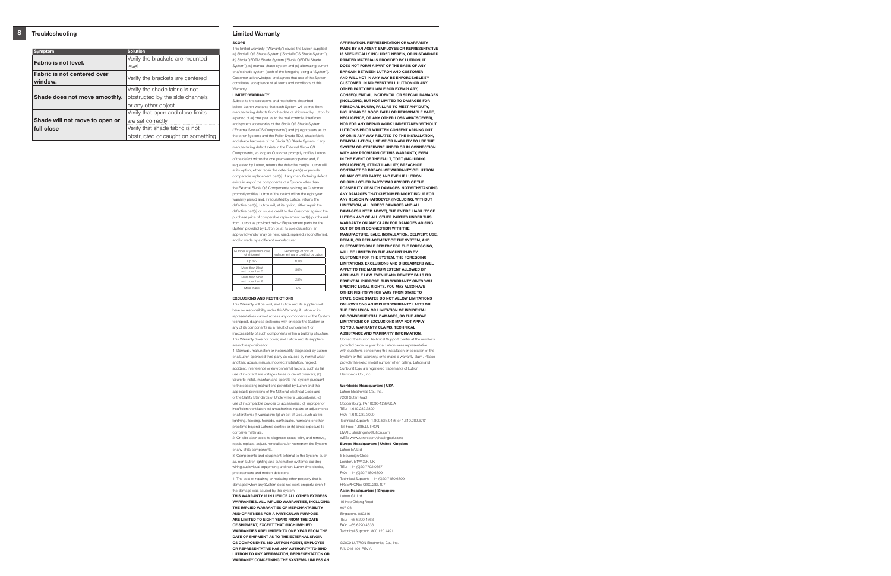## 8 Troubleshooting

| Symptom | Solution |
|---|---|
| **Fabric is not level.** | Verify the brackets are mounted level |
| **Fabric is not centered over window.** | Verify the brackets are centered |
| **Shade does not move smoothly.** | Verify the shade fabric is not obstructed by the side channels or any other object |
| **Shade will not move to open or full close** | Verify that open and close limits are set correctly |
| | Verify that shade fabric is not obstructed or caught on something |

## Limited Warranty

**SCOPE**

This limited warranty ("Warranty") covers the Lutron supplied (a) Sivoia® QS Shade System ("Sivoia® QS Shade System"), (b) Sivoia QEDTM Shade System ("Sivoia QEDTM Shade System"), (c) manual shade system and (d) alternating current or a/c shade system (each of the foregoing being a "System"). Customer acknowledges and agrees that use of the System constitutes acceptance of all terms and conditions of this Warranty.

**LIMITED WARRANTY**

Subject to the exclusions and restrictions described below, Lutron warrants that each System will be free from manufacturing defects from the date of shipment by Lutron for a period of (a) one year as to the wall controls, interfaces and system accessories of the Sivoia QS Shade System ("External Sivoia QS Components") and (b) eight years as to the other Systems and the Roller Shade EDU, shade fabric and shade hardware of the Sivoia QS Shade System. If any manufacturing defect exists in the External Sivoia QS Components, so long as Customer promptly notifies Lutron of the defect within the one year warranty period and, if requested by Lutron, returns the defective part(s), Lutron will, at its option, either repair the defective part(s) or provide comparable replacement part(s). If any manufacturing defect exists in any of the components of a System other than the External Sivoia QS Components, so long as Customer promptly notifies Lutron of the defect within the eight year warranty period and, if requested by Lutron, returns the defective part(s), Lutron will, at its option, either repair the defective part(s) or issue a credit to the Customer against the purchase price of comparable replacement part(s) purchased from Lutron as provided below. Replacement parts for the System provided by Lutron or, at its sole discretion, an approved vendor may be new, used, repaired, reconditioned, and/or made by a different manufacturer.

| Number of years from date of shipment | Percentage of cost of replacement parts credited by Lutron |
|---|---|
| Up to 2 | 100% |
| More than 2 but not more than 5 | 50% |
| More than 5 but not more than 8 | 25% |
| More than 8 | 0% |

**EXCLUSIONS AND RESTRICTIONS**

This Warranty will be void, and Lutron and its suppliers will have no responsibility under this Warranty, if Lutron or its representatives cannot access any components of the System to inspect, diagnose problems with or repair the System or any of its components as a result of concealment or inaccessibility of such components within a building structure. This Warranty does not cover, and Lutron and its suppliers are not responsible for:

1. Damage, malfunction or inoperability diagnosed by Lutron or a Lutron approved third party as caused by normal wear and tear, abuse, misuse, incorrect installation, neglect, accident, interference or environmental factors, such as (a) use of incorrect line voltages fuses or circuit breakers; (b) failure to install, maintain and operate the System pursuant to the operating instructions provided by Lutron and the applicable provisions of the National Electrical Code and of the Safety Standards of Underwriter's Laboratories; (c) use of incompatible devices or accessories; (d) improper or insufficient ventilation; (e) unauthorized repairs or adjustments or alterations; (f) vandalism; (g) an act of God, such as fire, lightning, flooding, tornado, earthquake, hurricane or other problems beyond Lutron's control; or (h) direct exposure to corrosive materials.
2. On-site labor costs to diagnose issues with, and remove, repair, replace, adjust, reinstall and/or reprogram the System or any of its components.
3. Components and equipment external to the System, such as, non-Lutron lighting and automation systems; building wiring audiovisual equipment; and non-Lutron time clocks, photosensors and motion detectors.
4. The cost of repairing or replacing other property that is damaged when any System does not work properly, even if the damage was caused by the System.

**THIS WARRANTY IS IN LIEU OF ALL OTHER EXPRESS WARRANTIES. ALL IMPLIED WARRANTIES, INCLUDING THE IMPLIED WARRANTIES OF MERCHANTABILITY AND OF FITNESS FOR A PARTICULAR PURPOSE, ARE LIMITED TO EIGHT YEARS FROM THE DATE OF SHIPMENT, EXCEPT THAT SUCH IMPLIED WARRANTIES ARE LIMITED TO ONE YEAR FROM THE DATE OF SHIPMENT AS TO THE EXTERNAL SIVOIA QS COMPONENTS. NO LUTRON AGENT, EMPLOYEE OR REPRESENTATIVE HAS ANY AUTHORITY TO BIND LUTRON TO ANY AFFIRMATION, REPRESENTATION OR WARRANTY CONCERNING THE SYSTEMS. UNLESS AN AFFIRMATION, REPRESENTATION OR WARRANTY MADE BY AN AGENT, EMPLOYEE OR REPRESENTATIVE IS SPECIFICALLY INCLUDED HEREIN, OR IN STANDARD PRINTED MATERIALS PROVIDED BY LUTRON, IT DOES NOT FORM A PART OF THE BASIS OF ANY BARGAIN BETWEEN LUTRON AND CUSTOMER AND WILL NOT IN ANY WAY BE ENFORCEABLE BY CUSTOMER. IN NO EVENT WILL LUTRON OR ANY OTHER PARTY BE LIABLE FOR EXEMPLARY, CONSEQUENTIAL, INCIDENTAL OR SPECIAL DAMAGES (INCLUDING, BUT NOT LIMITED TO DAMAGES FOR PERSONAL INJURY, FAILURE TO MEET ANY DUTY, INCLUDING OF GOOD FAITH OR REASONABLE CARE, NEGLIGENCE, OR ANY OTHER LOSS WHATSOEVER), NOR FOR ANY REPAIR WORK UNDERTAKEN WITHOUT LUTRON'S PRIOR WRITTEN CONSENT ARISING OUT OF OR IN ANY WAY RELATED TO THE INSTALLATION, DEINSTALLATION, USE OF OR INABILITY TO USE THE SYSTEM OR OTHERWISE UNDER OR IN CONNECTION WITH ANY PROVISION OF THIS WARRANTY, EVEN IN THE EVENT OF THE FAULT, TORT (INCLUDING NEGLIGENCE), STRICT LIABILITY, BREACH OF CONTRACT OR BREACH OF WARRANTY OF LUTRON OR ANY OTHER PARTY, AND EVEN IF LUTRON OR SUCH OTHER PARTY WAS ADVISED OF THE POSSIBILITY OF SUCH DAMAGES. NOTWITHSTANDING ANY DAMAGES THAT CUSTOMER MIGHT INCUR FOR ANY REASON WHATSOEVER (INCLUDING, WITHOUT LIMITATION, ALL DIRECT DAMAGES AND ALL DAMAGES LISTED ABOVE), THE ENTIRE LIABILITY OF LUTRON AND OF ALL OTHER PARTIES UNDER THIS WARRANTY ON ANY CLAIM FOR DAMAGES ARISING OUT OF OR IN CONNECTION WITH THE MANUFACTURE, SALE, INSTALLATION, DELIVERY, USE, REPAIR, OR REPLACEMENT OF THE SYSTEM, AND CUSTOMER'S SOLE REMEDY FOR THE FOREGOING, WILL BE LIMITED TO THE AMOUNT PAID BY CUSTOMER FOR THE SYSTEM. THE FOREGOING LIMITATIONS, EXCLUSIONS AND DISCLAIMERS WILL APPLY TO THE MAXIMUM EXTENT ALLOWED BY APPLICABLE LAW, EVEN IF ANY REMEDY FAILS ITS ESSENTIAL PURPOSE. THIS WARRANTY GIVES YOU SPECIFIC LEGAL RIGHTS. YOU MAY ALSO HAVE OTHER RIGHTS WHICH VARY FROM STATE TO STATE. SOME STATES DO NOT ALLOW LIMITATIONS ON HOW LONG AN IMPLIED WARRANTY LASTS OR THE EXCLUSION OR LIMITATION OF INCIDENTAL OR CONSEQUENTIAL DAMAGES, SO THE ABOVE LIMITATIONS OR EXCLUSIONS MAY NOT APPLY TO YOU. WARRANTY CLAIMS, TECHNICAL ASSISTANCE AND WARRANTY INFORMATION.**

Contact the Lutron Technical Support Center at the numbers provided below or your local Lutron sales representative with questions concerning the installation or operation of the System or this Warranty, or to make a warranty claim. Please provide the exact model number when calling. Lutron and Sunburst logo are registered trademarks of Lutron Electronics Co., Inc.

**Worldwide Headquarters | USA**

Lutron Electronics Co., Inc.
7200 Suter Road
Coopersburg, PA 18036-1299 USA
TEL: 1.610.282.3800
FAX: 1.610.282.3090
Technical Support: 1.800.523.9466 or 1.610.282.6701
Toll Free: 1.888.LUTRON
EMAIL: shadinginfo@lutron.com
WEB: www.lutron.com/shadingsolutions

**Europe Headquarters | United Kingdom**

Lutron EA Ltd
6 Sovereign Close
London, E1W 3JF, UK
TEL: +44.(0)20.7702.0657
FAX: +44.(0)20.7480.6899
Technical Support: +44.(0)20.7480.6899
FREEPHONE: 0800.282.107

**Asian Headquarters | Singapore**

Lutron GL Ltd
15 Hoe Chiang Road
#07-03
Singapore, 089316
TEL: +65.6220.4666
FAX: +65.6220.4333
Technical Support: 800.120.4491

©2009 LUTRON Electronics Co., Inc.
P/N 045-191 REV A